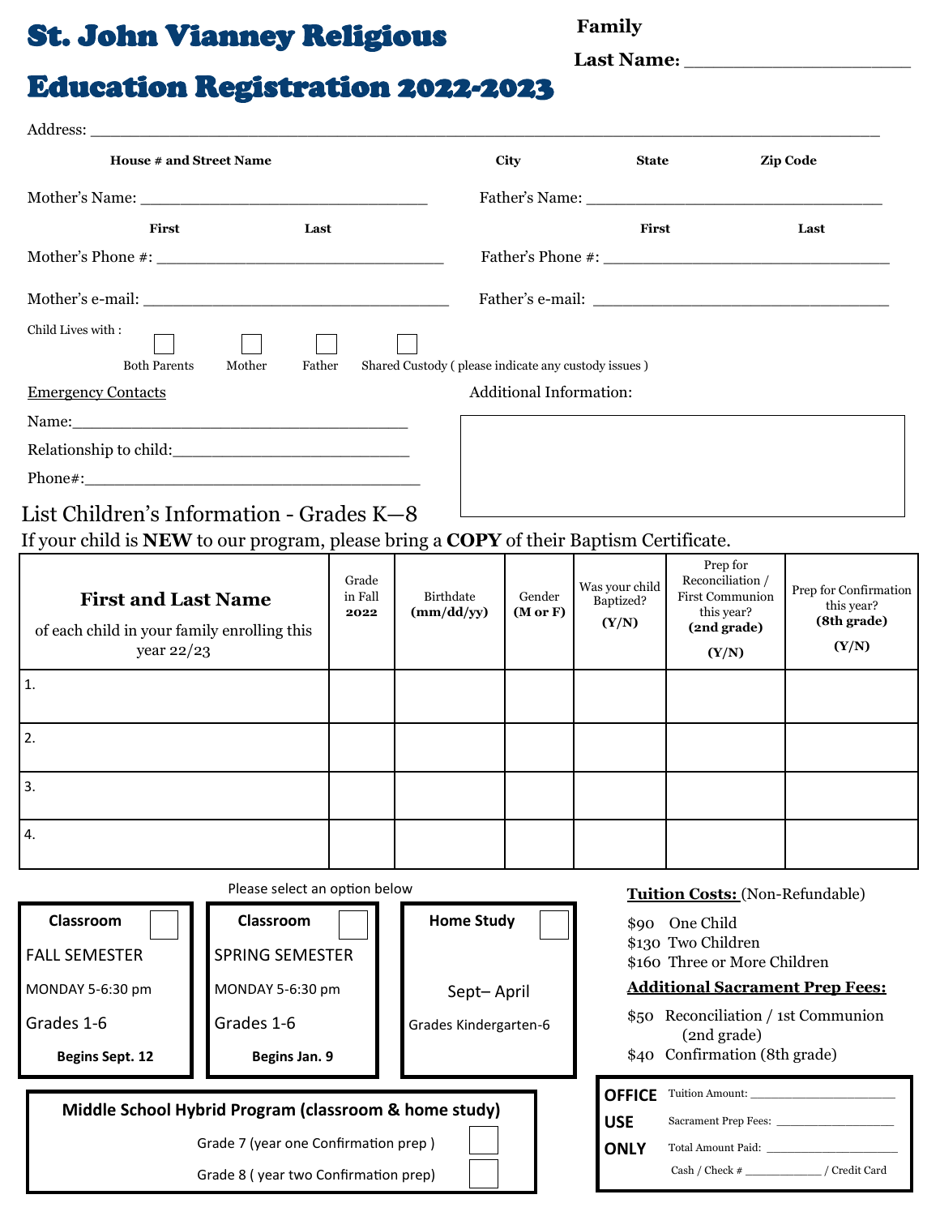# St. John Vianney Religious Education Registration 2022-2023

**Family Last Name:** ____________________

Address: ______________________________________________________________________________

**House # and Street Name** **City** **State** **Zip Code**

Mother's Name: ______________________________ Father's Name: ______________________________

**First** **Last** **First** **Last**

Mother's Phone #: ______________________________ Father's Phone #: ______________________________

Mother's e-mail: ______________________________ Father's e-mail: ______________________________

Child Lives with :

☐ Both Parents ☐ Mother ☐ Father ☐ Shared Custody ( please indicate any custody issues )

<u>Emergency Contacts</u>

Name: ______________________________

Relationship to child: ______________________________

Phone#: ______________________________

Additional Information:

List Children's Information - Grades K—8

If your child is **NEW** to our program, please bring a **COPY** of their Baptism Certificate.

| **First and Last Name** of each child in your family enrolling this year 22/23 | Grade in Fall **2022** | Birthdate **(mm/dd/yy)** | Gender **(M or F)** | Was your child Baptized? **(Y/N)** | Prep for Reconciliation / First Communion this year? **(2nd grade)** **(Y/N)** | Prep for Confirmation this year? **(8th grade)** **(Y/N)** |
|---|---|---|---|---|---|---|
| 1. | | | | | | |
| 2. | | | | | | |
| 3. | | | | | | |
| 4. | | | | | | |

Please select an option below

**Classroom** ☐
FALL SEMESTER
MONDAY 5-6:30 pm
Grades 1-6
**Begins Sept. 12**

**Classroom** ☐
SPRING SEMESTER
MONDAY 5-6:30 pm
Grades 1-6
**Begins Jan. 9**

**Home Study** ☐
Sept– April
Grades Kindergarten-6

**Middle School Hybrid Program (classroom & home study)**

Grade 7 (year one Confirmation prep ) ☐

Grade 8 ( year two Confirmation prep) ☐

**<u>Tuition Costs:</u>** (Non-Refundable)

$90 One Child
$130 Two Children
$160 Three or More Children

**<u>Additional Sacrament Prep Fees:</u>**

$50 Reconciliation / 1st Communion (2nd grade)
$40 Confirmation (8th grade)

**OFFICE USE ONLY**

Tuition Amount: ____________________
Sacrament Prep Fees: ____________________
Total Amount Paid: ____________________
Cash / Check # ____________ / Credit Card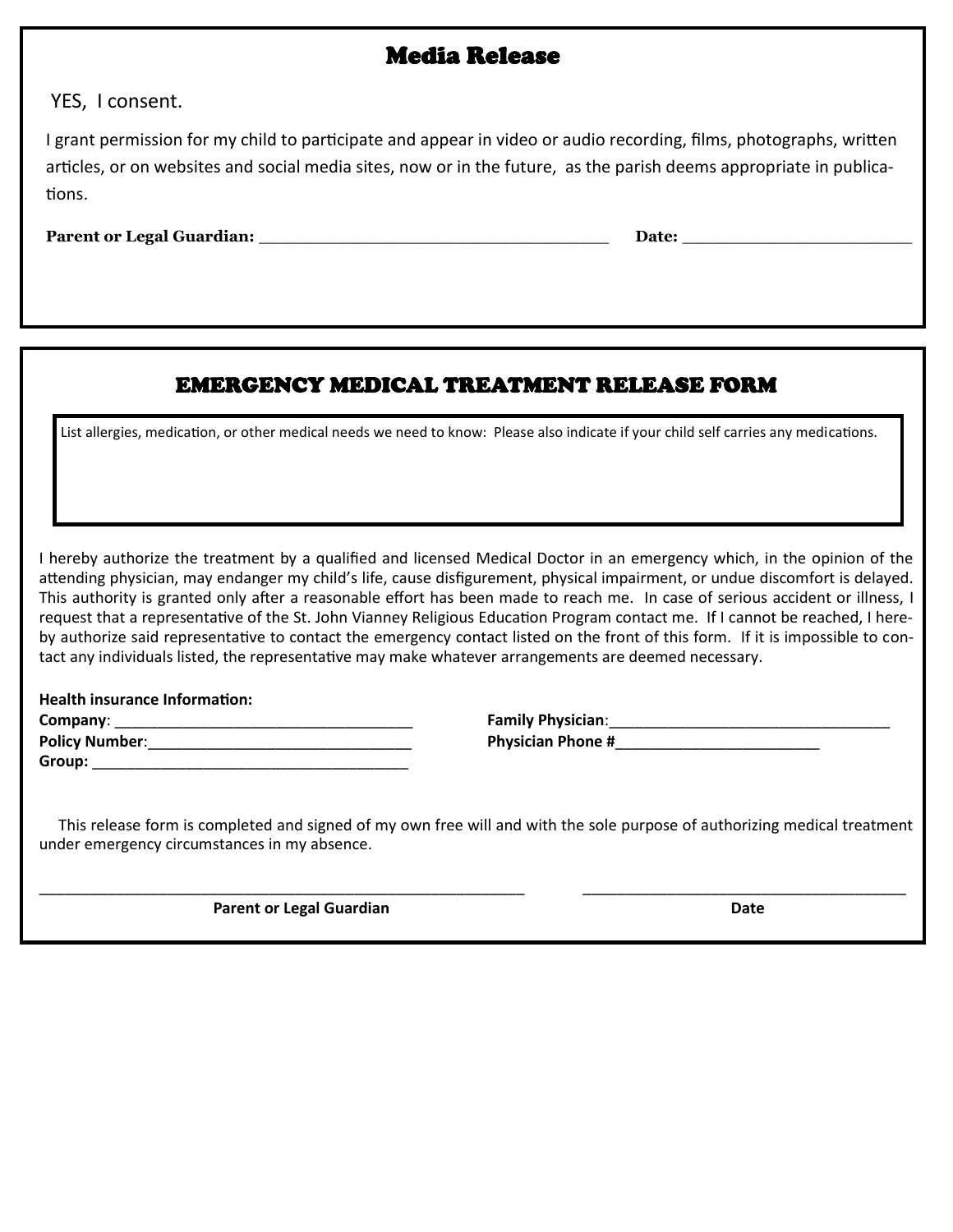## Media Release

YES, I consent.

I grant permission for my child to participate and appear in video or audio recording, films, photographs, written articles, or on websites and social media sites, now or in the future, as the parish deems appropriate in publications.

**Parent or Legal Guardian:** ______________________________________ **Date:** _________________________

## EMERGENCY MEDICAL TREATMENT RELEASE FORM

List allergies, medication, or other medical needs we need to know: Please also indicate if your child self carries any medications.

I hereby authorize the treatment by a qualified and licensed Medical Doctor in an emergency which, in the opinion of the attending physician, may endanger my child's life, cause disfigurement, physical impairment, or undue discomfort is delayed. This authority is granted only after a reasonable effort has been made to reach me. In case of serious accident or illness, I request that a representative of the St. John Vianney Religious Education Program contact me. If I cannot be reached, I hereby authorize said representative to contact the emergency contact listed on the front of this form. If it is impossible to contact any individuals listed, the representative may make whatever arrangements are deemed necessary.

**Health insurance Information:**

**Company**: ___________________________________

**Policy Number**:_______________________________

**Group:** _____________________________________

**Family Physician**:_________________________________

**Physician Phone #**________________________

This release form is completed and signed of my own free will and with the sole purpose of authorizing medical treatment under emergency circumstances in my absence.

___________________________________________________________ ______________________________________

**Parent or Legal Guardian** **Date**